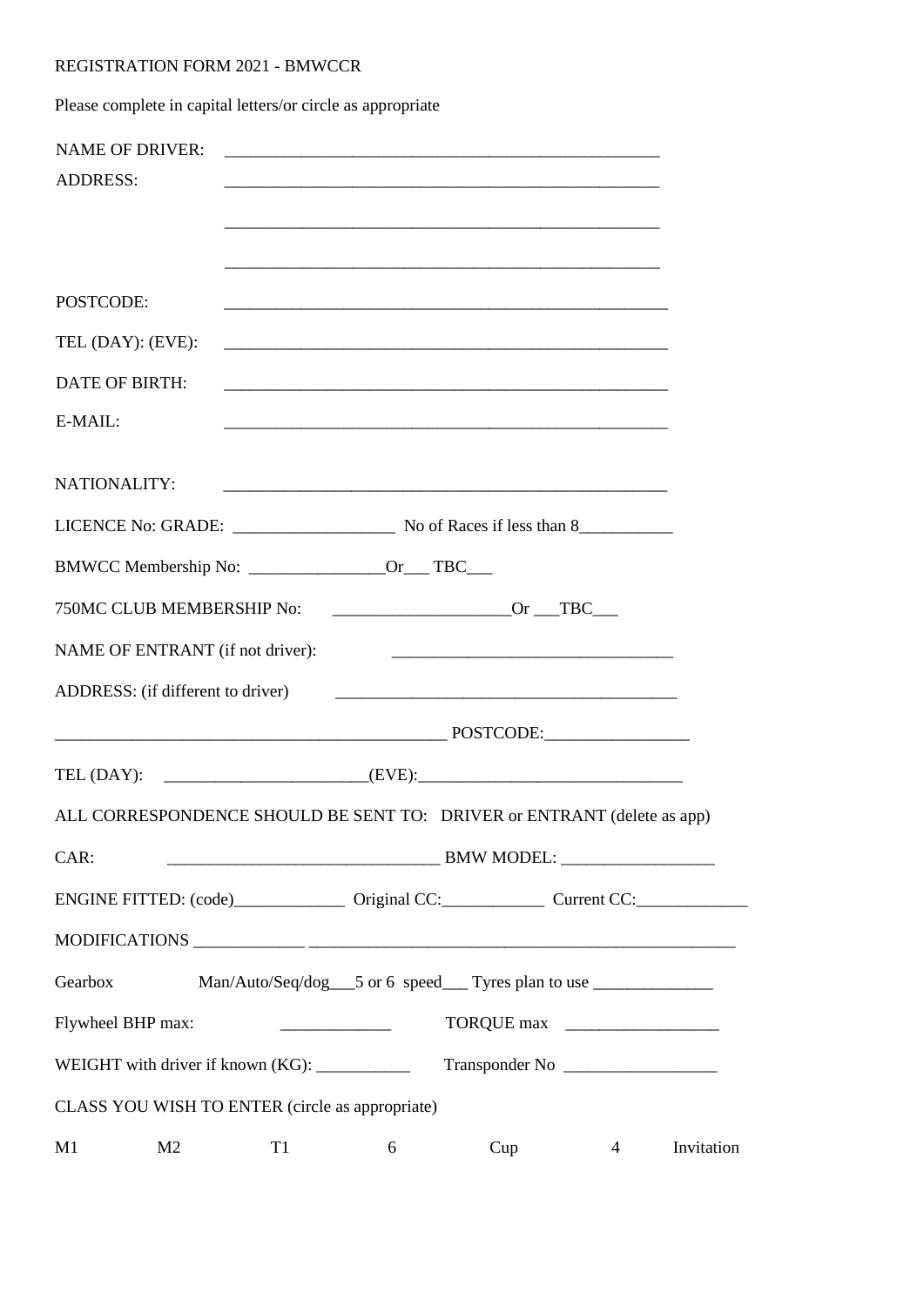REGISTRATION FORM 2021 - BMWCCR

Please complete in capital letters/or circle as appropriate

NAME OF DRIVER: _____________________________________________________

ADDRESS: _____________________________________________________

_____________________________________________________

_____________________________________________________

POSTCODE: _____________________________________________________

TEL (DAY): (EVE): _____________________________________________________

DATE OF BIRTH: _____________________________________________________

E-MAIL: _____________________________________________________

NATIONALITY: _____________________________________________________

LICENCE No: GRADE: ___________________ No of Races if less than 8___________

BMWCC Membership No: ________________Or___ TBC___

750MC CLUB MEMBERSHIP No: _____________________Or ___TBC___

NAME OF ENTRANT (if not driver): _________________________________

ADDRESS: (if different to driver) _________________________________________

_______________________________________________ POSTCODE:_________________

TEL (DAY): ________________________(EVE):_______________________________

ALL CORRESPONDENCE SHOULD BE SENT TO: DRIVER or ENTRANT (delete as app)

CAR: ________________________________ BMW MODEL: __________________

ENGINE FITTED: (code)_____________ Original CC:____________ Current CC:_____________

MODIFICATIONS _____________ ____________________________________________________

Gearbox Man/Auto/Seq/dog___5 or 6 speed___ Tyres plan to use ______________

Flywheel BHP max: _____________ TORQUE max __________________

WEIGHT with driver if known (KG): ___________ Transponder No __________________

CLASS YOU WISH TO ENTER (circle as appropriate)

M1 M2 T1 6 Cup 4 Invitation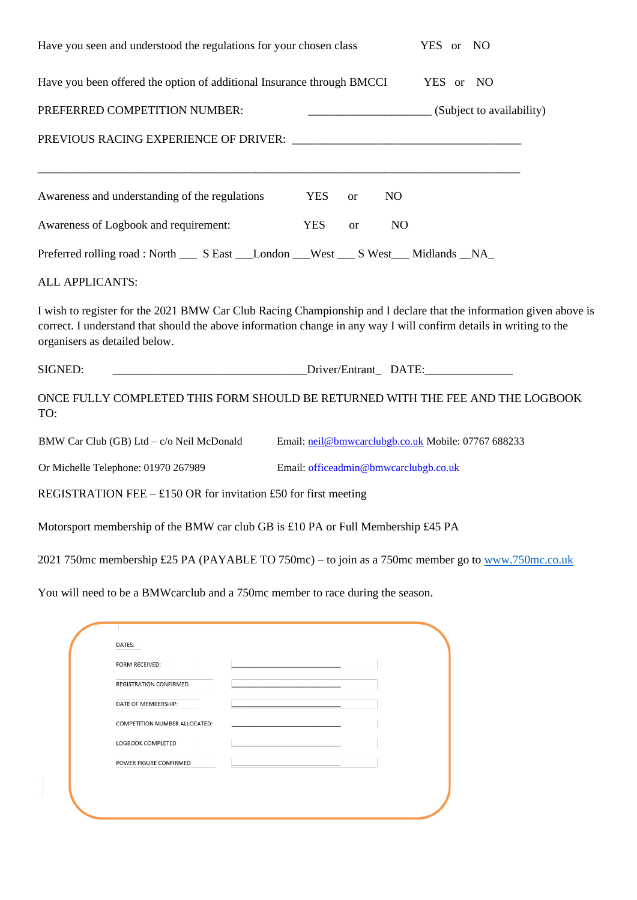Have you seen and understood the regulations for your chosen class YES or NO

Have you been offered the option of additional Insurance through BMCCI YES or NO

PREFERRED COMPETITION NUMBER: ____________________ (Subject to availability)

PREVIOUS RACING EXPERIENCE OF DRIVER: ________________________________________

________________________________________________________________________________

Awareness and understanding of the regulations YES or NO

Awareness of Logbook and requirement: YES or NO

Preferred rolling road : North ___ S East ___London ___West ___ S West___ Midlands __NA_

ALL APPLICANTS:

I wish to register for the 2021 BMW Car Club Racing Championship and I declare that the information given above is correct. I understand that should the above information change in any way I will confirm details in writing to the organisers as detailed below.

SIGNED: ________________________________Driver/Entrant_ DATE:______________

ONCE FULLY COMPLETED THIS FORM SHOULD BE RETURNED WITH THE FEE AND THE LOGBOOK TO:

BMW Car Club (GB) Ltd – c/o Neil McDonald Email: neil@bmwcarclubgb.co.uk Mobile: 07767 688233

Or Michelle Telephone: 01970 267989 Email: officeadmin@bmwcarclubgb.co.uk

REGISTRATION FEE – £150 OR for invitation £50 for first meeting

Motorsport membership of the BMW car club GB is £10 PA or Full Membership £45 PA

2021 750mc membership £25 PA (PAYABLE TO 750mc) – to join as a 750mc member go to www.750mc.co.uk

You will need to be a BMWcarclub and a 750mc member to race during the season.

DATES:

FORM RECEIVED: ______________________

REGISTRATION CONFIRMED ______________________

DATE OF MEMBERSHIP: ______________________

COMPETITION NUMBER ALLOCATED: ______________________

LOGBOOK COMPLETED ______________________

POWER FIGURE CONFIRMED ______________________